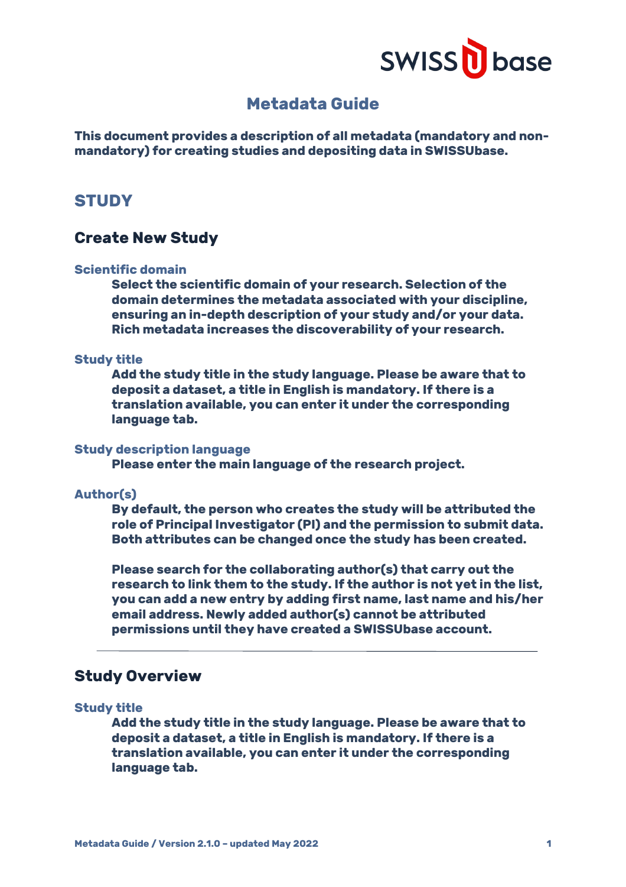# Metadata Guide

**This document provides a description of all metadata (mandatory and non-mandatory) for creating studies and depositing data in SWISSUbase.**

## STUDY

### Create New Study

#### Scientific domain

Select the scientific domain of your research. Selection of the domain determines the metadata associated with your discipline, ensuring an in-depth description of your study and/or your data. Rich metadata increases the discoverability of your research.

#### Study title

Add the study title in the study language. Please be aware that to deposit a dataset, a title in English is mandatory. If there is a translation available, you can enter it under the corresponding language tab.

#### Study description language

Please enter the main language of the research project.

#### Author(s)

By default, the person who creates the study will be attributed the role of Principal Investigator (PI) and the permission to submit data. Both attributes can be changed once the study has been created.

Please search for the collaborating author(s) that carry out the research to link them to the study. If the author is not yet in the list, you can add a new entry by adding first name, last name and his/her email address. Newly added author(s) cannot be attributed permissions until they have created a SWISSUbase account.

---

### Study Overview

#### Study title

Add the study title in the study language. Please be aware that to deposit a dataset, a title in English is mandatory. If there is a translation available, you can enter it under the corresponding language tab.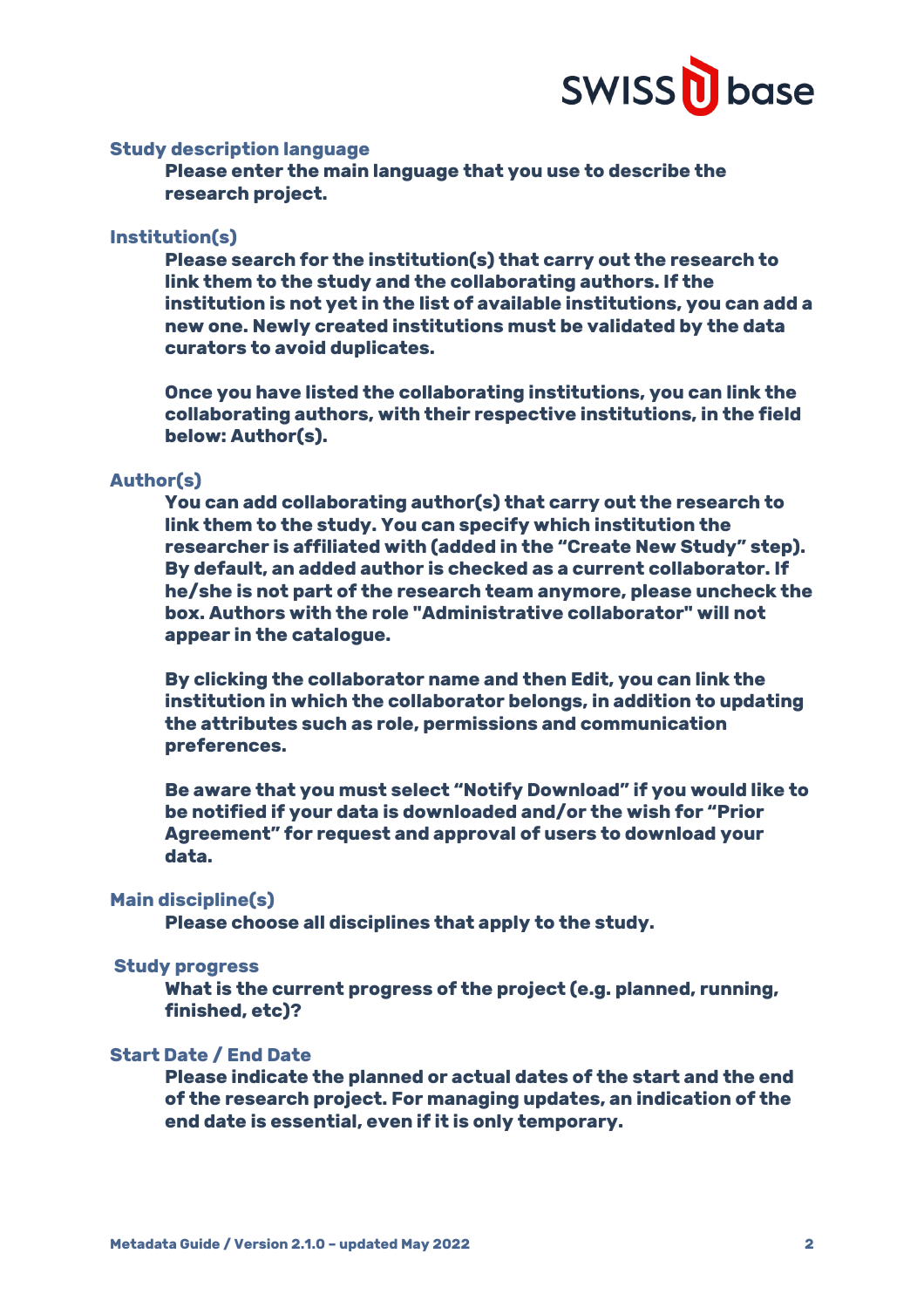### Study description language

**Please enter the main language that you use to describe the research project.**

### Institution(s)

**Please search for the institution(s) that carry out the research to link them to the study and the collaborating authors. If the institution is not yet in the list of available institutions, you can add a new one. Newly created institutions must be validated by the data curators to avoid duplicates.**

**Once you have listed the collaborating institutions, you can link the collaborating authors, with their respective institutions, in the field below: Author(s).**

### Author(s)

**You can add collaborating author(s) that carry out the research to link them to the study. You can specify which institution the researcher is affiliated with (added in the "Create New Study" step). By default, an added author is checked as a current collaborator. If he/she is not part of the research team anymore, please uncheck the box. Authors with the role "Administrative collaborator" will not appear in the catalogue.**

**By clicking the collaborator name and then Edit, you can link the institution in which the collaborator belongs, in addition to updating the attributes such as role, permissions and communication preferences.**

**Be aware that you must select "Notify Download" if you would like to be notified if your data is downloaded and/or the wish for "Prior Agreement" for request and approval of users to download your data.**

### Main discipline(s)

**Please choose all disciplines that apply to the study.**

### Study progress

**What is the current progress of the project (e.g. planned, running, finished, etc)?**

### Start Date / End Date

**Please indicate the planned or actual dates of the start and the end of the research project. For managing updates, an indication of the end date is essential, even if it is only temporary.**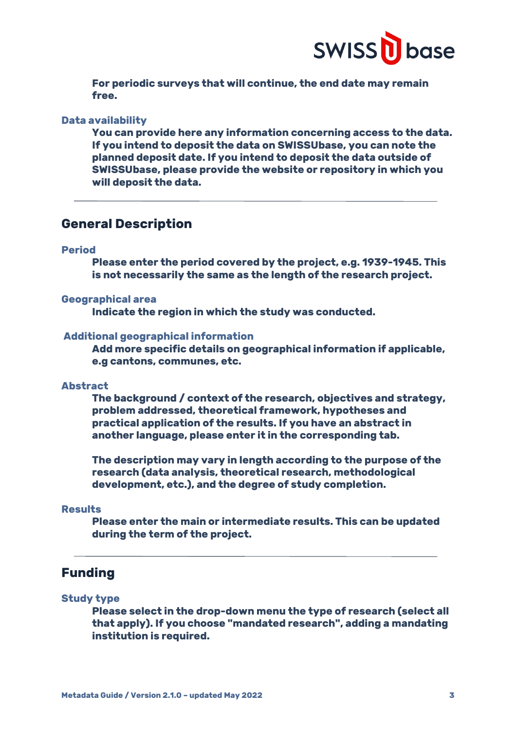For periodic surveys that will continue, the end date may remain free.

### Data availability

You can provide here any information concerning access to the data. If you intend to deposit the data on SWISSUbase, you can note the planned deposit date. If you intend to deposit the data outside of SWISSUbase, please provide the website or repository in which you will deposit the data.

---

## General Description

### Period

Please enter the period covered by the project, e.g. 1939-1945. This is not necessarily the same as the length of the research project.

### Geographical area

Indicate the region in which the study was conducted.

### Additional geographical information

Add more specific details on geographical information if applicable, e.g cantons, communes, etc.

### Abstract

The background / context of the research, objectives and strategy, problem addressed, theoretical framework, hypotheses and practical application of the results. If you have an abstract in another language, please enter it in the corresponding tab.

The description may vary in length according to the purpose of the research (data analysis, theoretical research, methodological development, etc.), and the degree of study completion.

### Results

Please enter the main or intermediate results. This can be updated during the term of the project.

---

## Funding

### Study type

Please select in the drop-down menu the type of research (select all that apply). If you choose "mandated research", adding a mandating institution is required.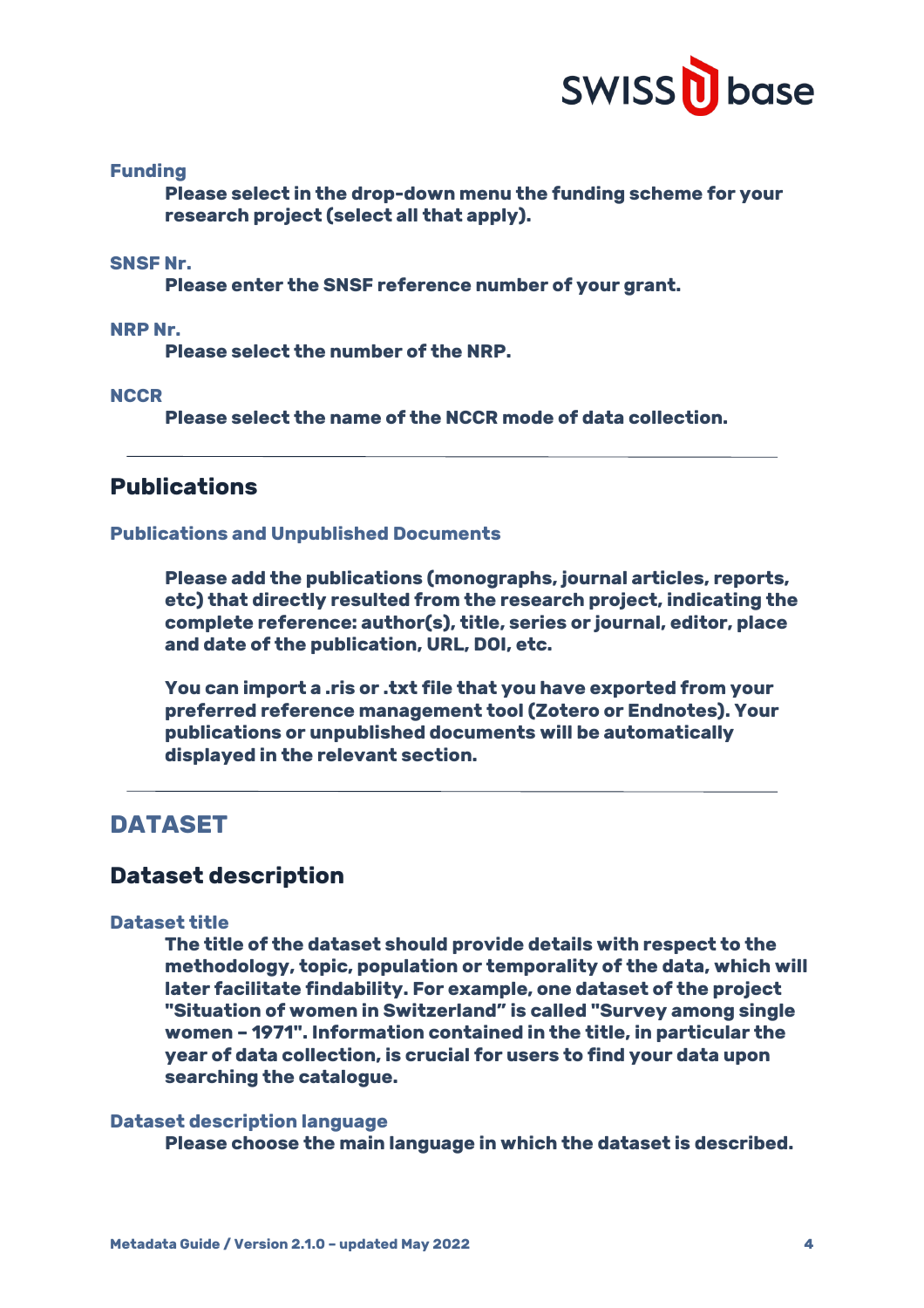#### Funding

**Please select in the drop-down menu the funding scheme for your research project (select all that apply).**

#### SNSF Nr.

**Please enter the SNSF reference number of your grant.**

#### NRP Nr.

**Please select the number of the NRP.**

#### NCCR

**Please select the name of the NCCR mode of data collection.**

---

## Publications

#### Publications and Unpublished Documents

**Please add the publications (monographs, journal articles, reports, etc) that directly resulted from the research project, indicating the complete reference: author(s), title, series or journal, editor, place and date of the publication, URL, DOI, etc.**

**You can import a .ris or .txt file that you have exported from your preferred reference management tool (Zotero or Endnotes). Your publications or unpublished documents will be automatically displayed in the relevant section.**

---

# DATASET

## Dataset description

#### Dataset title

**The title of the dataset should provide details with respect to the methodology, topic, population or temporality of the data, which will later facilitate findability. For example, one dataset of the project "Situation of women in Switzerland" is called "Survey among single women – 1971". Information contained in the title, in particular the year of data collection, is crucial for users to find your data upon searching the catalogue.**

#### Dataset description language

**Please choose the main language in which the dataset is described.**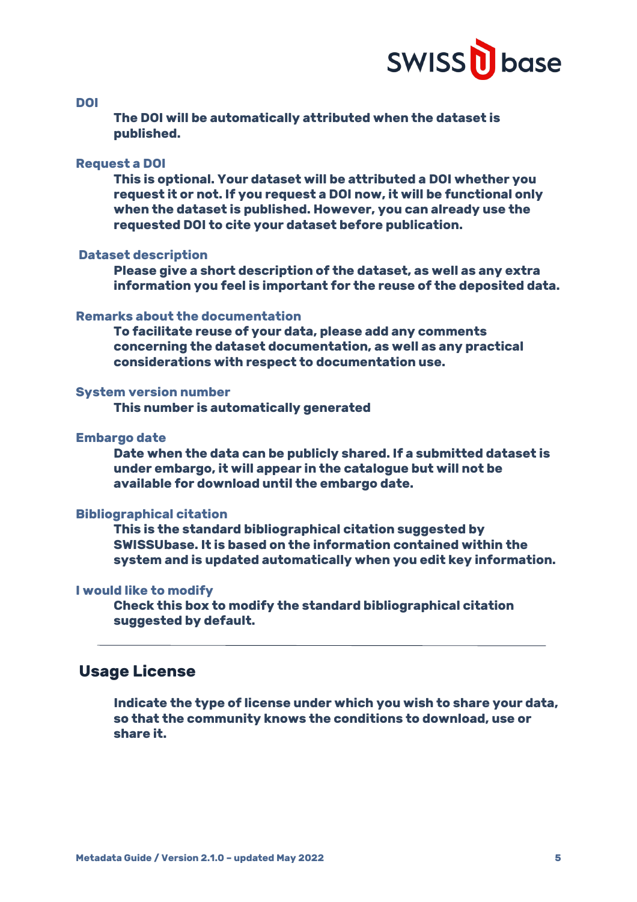### DOI

**The DOI will be automatically attributed when the dataset is published.**

### Request a DOI

**This is optional. Your dataset will be attributed a DOI whether you request it or not. If you request a DOI now, it will be functional only when the dataset is published. However, you can already use the requested DOI to cite your dataset before publication.**

### Dataset description

**Please give a short description of the dataset, as well as any extra information you feel is important for the reuse of the deposited data.**

### Remarks about the documentation

**To facilitate reuse of your data, please add any comments concerning the dataset documentation, as well as any practical considerations with respect to documentation use.**

### System version number

**This number is automatically generated**

### Embargo date

**Date when the data can be publicly shared. If a submitted dataset is under embargo, it will appear in the catalogue but will not be available for download until the embargo date.**

### Bibliographical citation

**This is the standard bibliographical citation suggested by SWISSUbase. It is based on the information contained within the system and is updated automatically when you edit key information.**

### I would like to modify

**Check this box to modify the standard bibliographical citation suggested by default.**

---

## Usage License

**Indicate the type of license under which you wish to share your data, so that the community knows the conditions to download, use or share it.**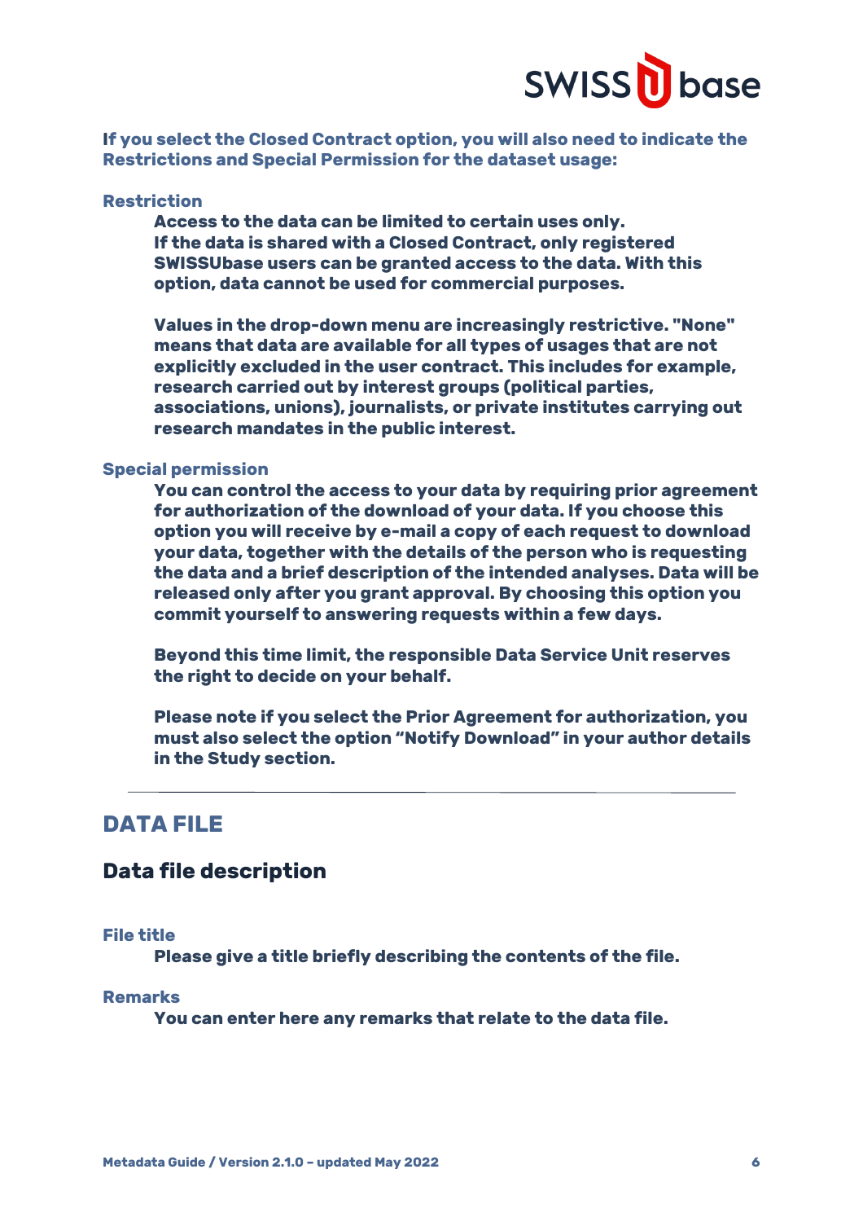**If you select the Closed Contract option, you will also need to indicate the Restrictions and Special Permission for the dataset usage:**

**Restriction**

Access to the data can be limited to certain uses only. If the data is shared with a Closed Contract, only registered SWISSUbase users can be granted access to the data. With this option, data cannot be used for commercial purposes.

Values in the drop-down menu are increasingly restrictive. "None" means that data are available for all types of usages that are not explicitly excluded in the user contract. This includes for example, research carried out by interest groups (political parties, associations, unions), journalists, or private institutes carrying out research mandates in the public interest.

**Special permission**

You can control the access to your data by requiring prior agreement for authorization of the download of your data. If you choose this option you will receive by e-mail a copy of each request to download your data, together with the details of the person who is requesting the data and a brief description of the intended analyses. Data will be released only after you grant approval. By choosing this option you commit yourself to answering requests within a few days.

Beyond this time limit, the responsible Data Service Unit reserves the right to decide on your behalf.

Please note if you select the Prior Agreement for authorization, you must also select the option "Notify Download" in your author details in the Study section.

---

## DATA FILE

### Data file description

**File title**

Please give a title briefly describing the contents of the file.

**Remarks**

You can enter here any remarks that relate to the data file.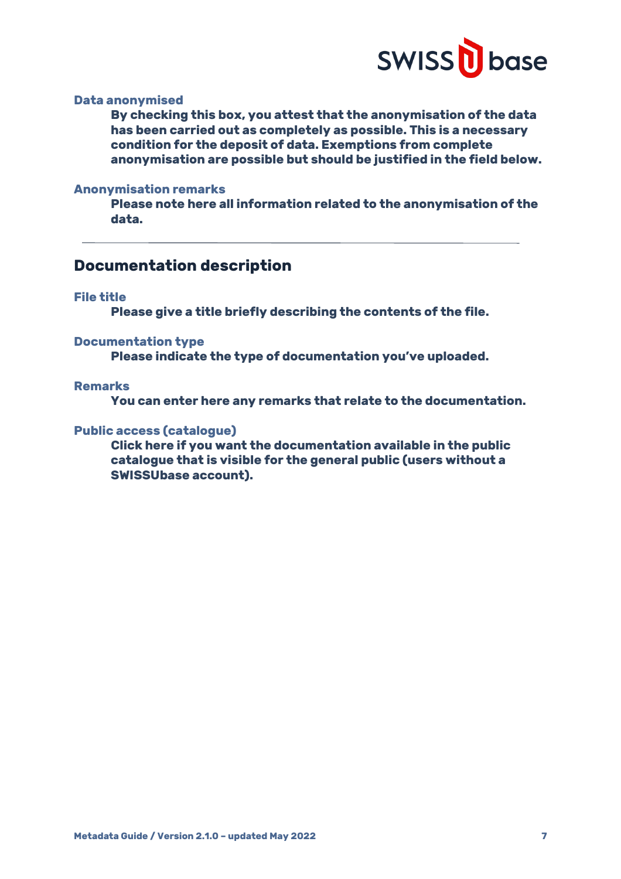### Data anonymised

**By checking this box, you attest that the anonymisation of the data has been carried out as completely as possible. This is a necessary condition for the deposit of data. Exemptions from complete anonymisation are possible but should be justified in the field below.**

### Anonymisation remarks

**Please note here all information related to the anonymisation of the data.**

---

## Documentation description

### File title

**Please give a title briefly describing the contents of the file.**

### Documentation type

**Please indicate the type of documentation you've uploaded.**

### Remarks

**You can enter here any remarks that relate to the documentation.**

### Public access (catalogue)

**Click here if you want the documentation available in the public catalogue that is visible for the general public (users without a SWISSUbase account).**